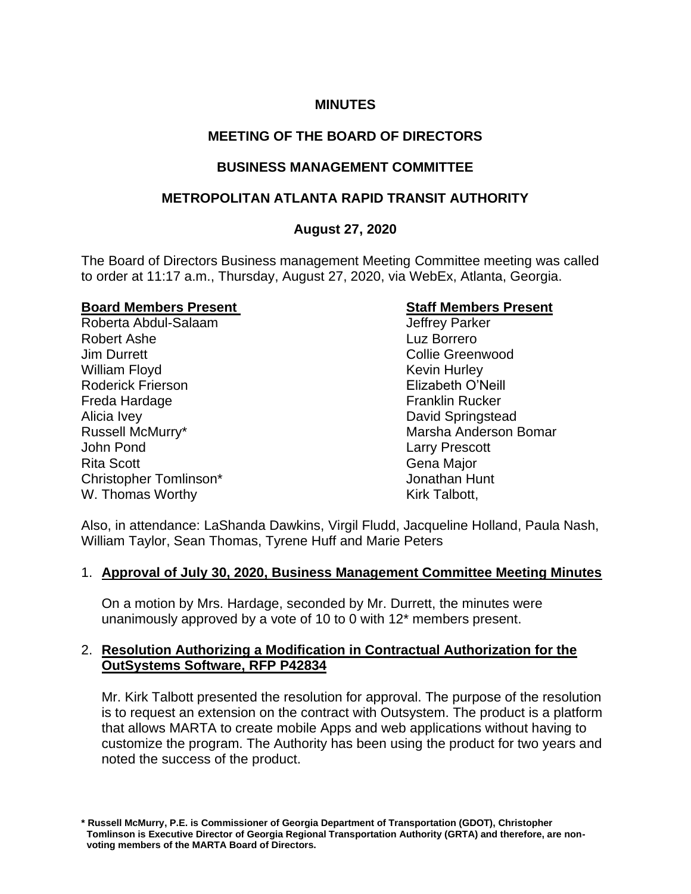**MINUTES**

**MEETING OF THE BOARD OF DIRECTORS**

**BUSINESS MANAGEMENT COMMITTEE**

**METROPOLITAN ATLANTA RAPID TRANSIT AUTHORITY**

**August 27, 2020**

The Board of Directors Business management Meeting Committee meeting was called to order at 11:17 a.m., Thursday, August 27, 2020, via WebEx, Atlanta, Georgia.

| **Board Members Present** | **Staff Members Present** |
|---|---|
| Roberta Abdul-Salaam | Jeffrey Parker |
| Robert Ashe | Luz Borrero |
| Jim Durrett | Collie Greenwood |
| William Floyd | Kevin Hurley |
| Roderick Frierson | Elizabeth O'Neill |
| Freda Hardage | Franklin Rucker |
| Alicia Ivey | David Springstead |
| Russell McMurry* | Marsha Anderson Bomar |
| John Pond | Larry Prescott |
| Rita Scott | Gena Major |
| Christopher Tomlinson* | Jonathan Hunt |
| W. Thomas Worthy | Kirk Talbott, |

Also, in attendance: LaShanda Dawkins, Virgil Fludd, Jacqueline Holland, Paula Nash, William Taylor, Sean Thomas, Tyrene Huff and Marie Peters

1. **Approval of July 30, 2020, Business Management Committee Meeting Minutes**

   On a motion by Mrs. Hardage, seconded by Mr. Durrett, the minutes were unanimously approved by a vote of 10 to 0 with 12* members present.

2. **Resolution Authorizing a Modification in Contractual Authorization for the OutSystems Software, RFP P42834**

   Mr. Kirk Talbott presented the resolution for approval. The purpose of the resolution is to request an extension on the contract with Outsystem. The product is a platform that allows MARTA to create mobile Apps and web applications without having to customize the program. The Authority has been using the product for two years and noted the success of the product.

**\* Russell McMurry, P.E. is Commissioner of Georgia Department of Transportation (GDOT), Christopher Tomlinson is Executive Director of Georgia Regional Transportation Authority (GRTA) and therefore, are non-voting members of the MARTA Board of Directors.**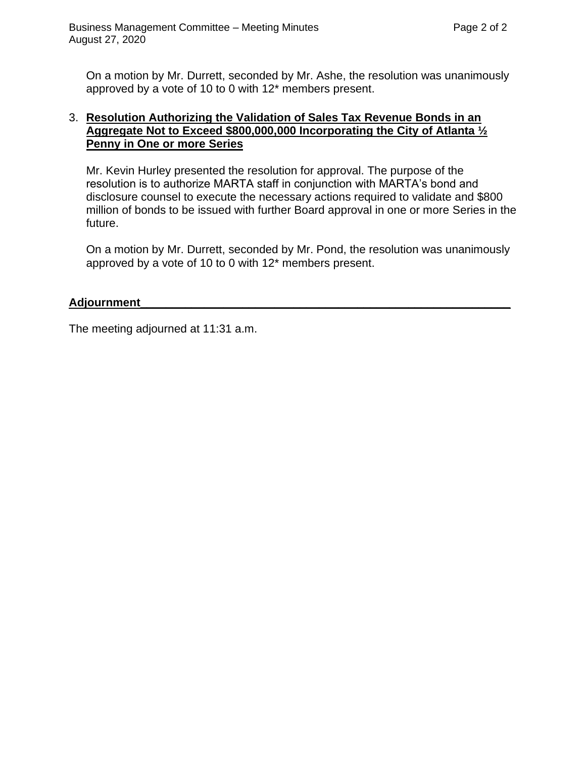On a motion by Mr. Durrett, seconded by Mr. Ashe, the resolution was unanimously approved by a vote of 10 to 0 with 12* members present.

3. **Resolution Authorizing the Validation of Sales Tax Revenue Bonds in an Aggregate Not to Exceed $800,000,000 Incorporating the City of Atlanta ½ Penny in One or more Series**

   Mr. Kevin Hurley presented the resolution for approval. The purpose of the resolution is to authorize MARTA staff in conjunction with MARTA's bond and disclosure counsel to execute the necessary actions required to validate and $800 million of bonds to be issued with further Board approval in one or more Series in the future.

   On a motion by Mr. Durrett, seconded by Mr. Pond, the resolution was unanimously approved by a vote of 10 to 0 with 12* members present.

## Adjournment

The meeting adjourned at 11:31 a.m.